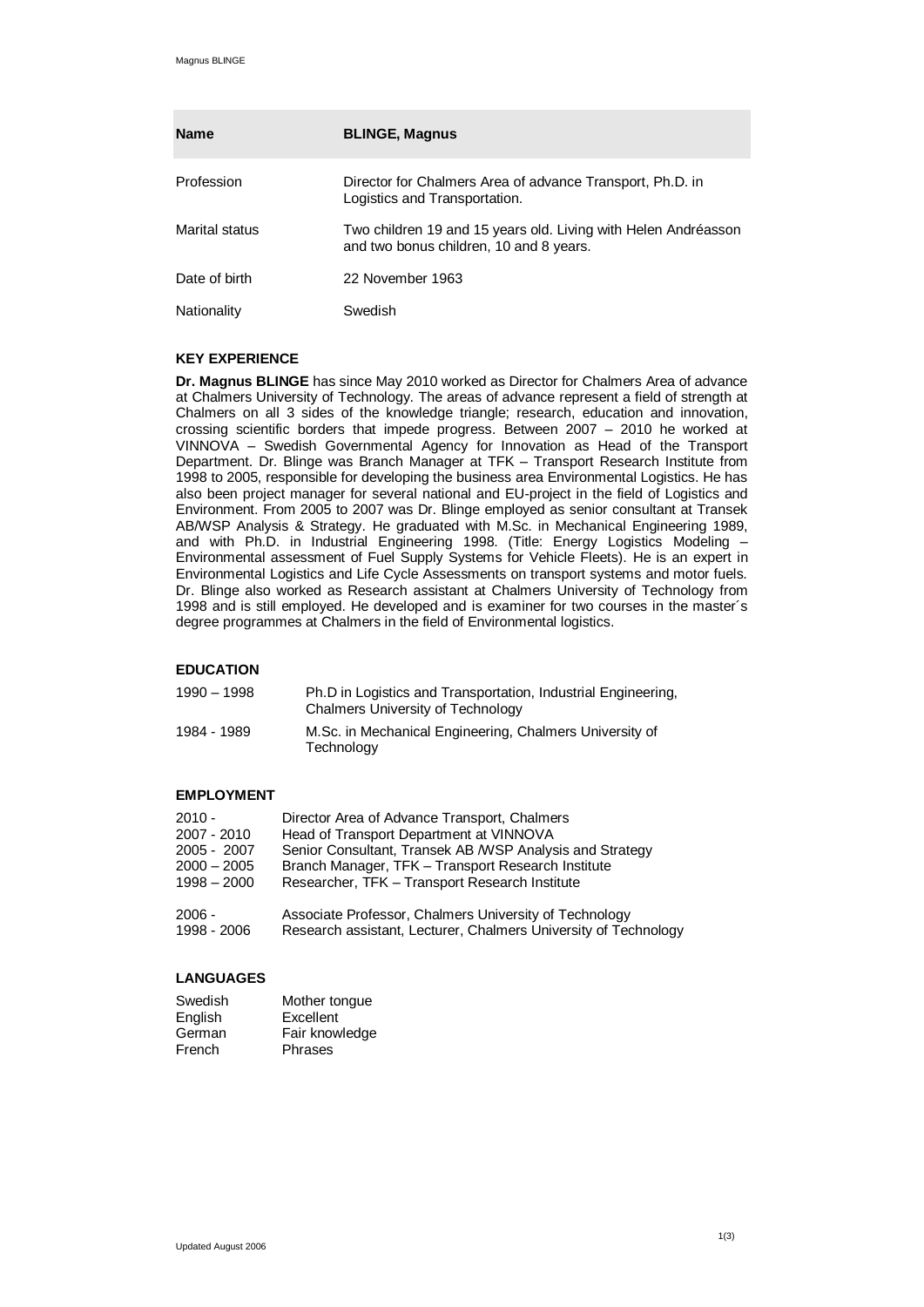| **Name** | **BLINGE, Magnus** |
| --- | --- |
| Profession | Director for Chalmers Area of advance Transport, Ph.D. in Logistics and Transportation. |
| Marital status | Two children 19 and 15 years old. Living with Helen Andréasson and two bonus children, 10 and 8 years. |
| Date of birth | 22 November 1963 |
| Nationality | Swedish |

## KEY EXPERIENCE

**Dr. Magnus BLINGE** has since May 2010 worked as Director for Chalmers Area of advance at Chalmers University of Technology. The areas of advance represent a field of strength at Chalmers on all 3 sides of the knowledge triangle; research, education and innovation, crossing scientific borders that impede progress. Between 2007 – 2010 he worked at VINNOVA – Swedish Governmental Agency for Innovation as Head of the Transport Department. Dr. Blinge was Branch Manager at TFK – Transport Research Institute from 1998 to 2005, responsible for developing the business area Environmental Logistics. He has also been project manager for several national and EU-project in the field of Logistics and Environment. From 2005 to 2007 was Dr. Blinge employed as senior consultant at Transek AB/WSP Analysis & Strategy. He graduated with M.Sc. in Mechanical Engineering 1989, and with Ph.D. in Industrial Engineering 1998. (Title: Energy Logistics Modeling – Environmental assessment of Fuel Supply Systems for Vehicle Fleets). He is an expert in Environmental Logistics and Life Cycle Assessments on transport systems and motor fuels. Dr. Blinge also worked as Research assistant at Chalmers University of Technology from 1998 and is still employed. He developed and is examiner for two courses in the master´s degree programmes at Chalmers in the field of Environmental logistics.

## EDUCATION

| | |
| --- | --- |
| 1990 – 1998 | Ph.D in Logistics and Transportation, Industrial Engineering, Chalmers University of Technology |
| 1984 - 1989 | M.Sc. in Mechanical Engineering, Chalmers University of Technology |

## EMPLOYMENT

| | |
| --- | --- |
| 2010 - | Director Area of Advance Transport, Chalmers |
| 2007 - 2010 | Head of Transport Department at VINNOVA |
| 2005 - 2007 | Senior Consultant, Transek AB /WSP Analysis and Strategy |
| 2000 – 2005 | Branch Manager, TFK – Transport Research Institute |
| 1998 – 2000 | Researcher, TFK – Transport Research Institute |
| 2006 - | Associate Professor, Chalmers University of Technology |
| 1998 - 2006 | Research assistant, Lecturer, Chalmers University of Technology |

## LANGUAGES

| | |
| --- | --- |
| Swedish | Mother tongue |
| English | Excellent |
| German | Fair knowledge |
| French | Phrases |

Updated August 2006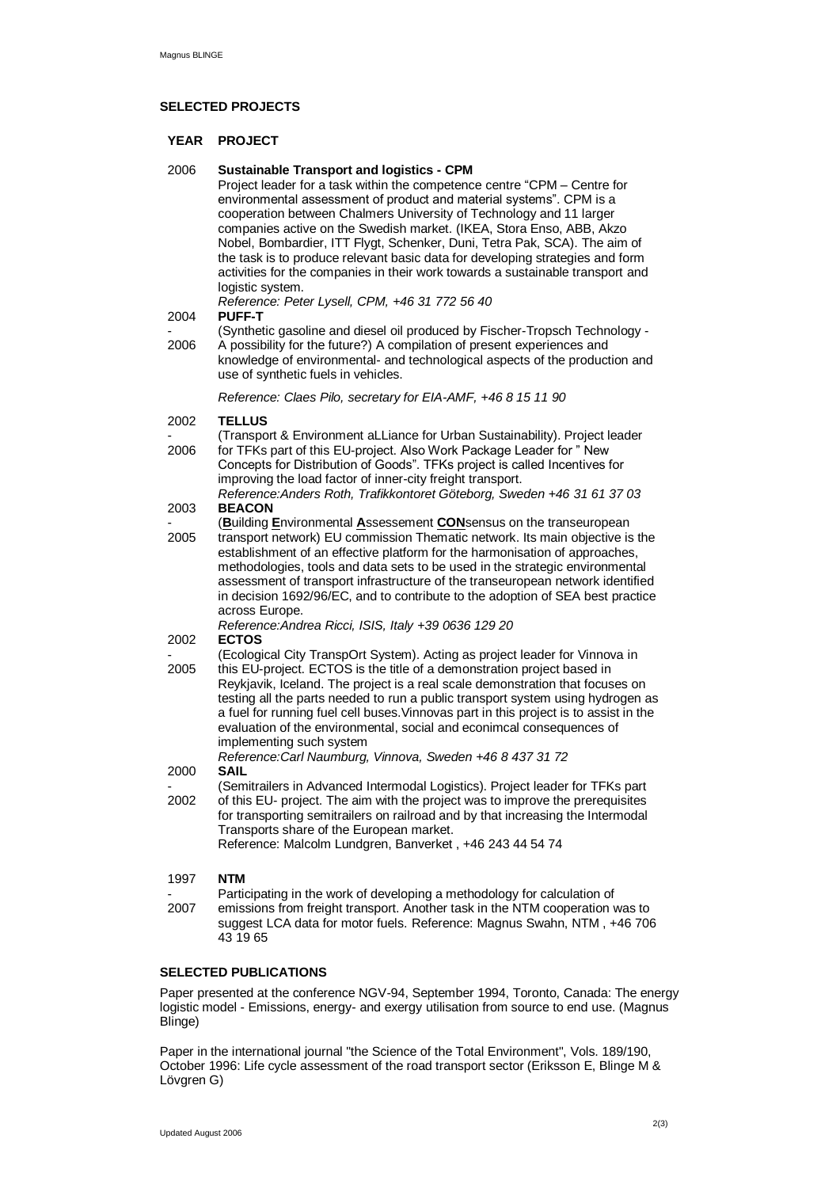## SELECTED PROJECTS

| YEAR | PROJECT |
|---|---|
| 2006 | **Sustainable Transport and logistics - CPM**<br>Project leader for a task within the competence centre "CPM – Centre for environmental assessment of product and material systems". CPM is a cooperation between Chalmers University of Technology and 11 larger companies active on the Swedish market. (IKEA, Stora Enso, ABB, Akzo Nobel, Bombardier, ITT Flygt, Schenker, Duni, Tetra Pak, SCA). The aim of the task is to produce relevant basic data for developing strategies and form activities for the companies in their work towards a sustainable transport and logistic system.<br>*Reference: Peter Lysell, CPM, +46 31 772 56 40* |
| 2004 - 2006 | **PUFF-T**<br>(Synthetic gasoline and diesel oil produced by Fischer-Tropsch Technology - A possibility for the future?) A compilation of present experiences and knowledge of environmental- and technological aspects of the production and use of synthetic fuels in vehicles.<br>*Reference: Claes Pilo, secretary for EIA-AMF, +46 8 15 11 90* |
| 2002 - 2006 | **TELLUS**<br>(Transport & Environment aLLiance for Urban Sustainability). Project leader for TFKs part of this EU-project. Also Work Package Leader for " New Concepts for Distribution of Goods". TFKs project is called Incentives for improving the load factor of inner-city freight transport.<br>*Reference:Anders Roth, Trafikkontoret Göteborg, Sweden +46 31 61 37 03* |
| 2003 - 2005 | **BEACON**<br>(**B**uilding **E**nvironmental **A**ssessement **CON**sensus on the transeuropean transport network) EU commission Thematic network. Its main objective is the establishment of an effective platform for the harmonisation of approaches, methodologies, tools and data sets to be used in the strategic environmental assessment of transport infrastructure of the transeuropean network identified in decision 1692/96/EC, and to contribute to the adoption of SEA best practice across Europe.<br>*Reference:Andrea Ricci, ISIS, Italy +39 0636 129 20* |
| 2002 - 2005 | **ECTOS**<br>(Ecological City TranspOrt System). Acting as project leader for Vinnova in this EU-project. ECTOS is the title of a demonstration project based in Reykjavik, Iceland. The project is a real scale demonstration that focuses on testing all the parts needed to run a public transport system using hydrogen as a fuel for running fuel cell buses.Vinnovas part in this project is to assist in the evaluation of the environmental, social and econimcal consequences of implementing such system<br>*Reference:Carl Naumburg, Vinnova, Sweden +46 8 437 31 72* |
| 2000 - 2002 | **SAIL**<br>(Semitrailers in Advanced Intermodal Logistics). Project leader for TFKs part of this EU- project. The aim with the project was to improve the prerequisites for transporting semitrailers on railroad and by that increasing the Intermodal Transports share of the European market.<br>Reference: Malcolm Lundgren, Banverket , +46 243 44 54 74 |
| 1997 - 2007 | **NTM**<br>Participating in the work of developing a methodology for calculation of emissions from freight transport. Another task in the NTM cooperation was to suggest LCA data for motor fuels. Reference: Magnus Swahn, NTM , +46 706 43 19 65 |

## SELECTED PUBLICATIONS

Paper presented at the conference NGV-94, September 1994, Toronto, Canada: The energy logistic model - Emissions, energy- and exergy utilisation from source to end use. (Magnus Blinge)

Paper in the international journal "the Science of the Total Environment", Vols. 189/190, October 1996: Life cycle assessment of the road transport sector (Eriksson E, Blinge M & Lövgren G)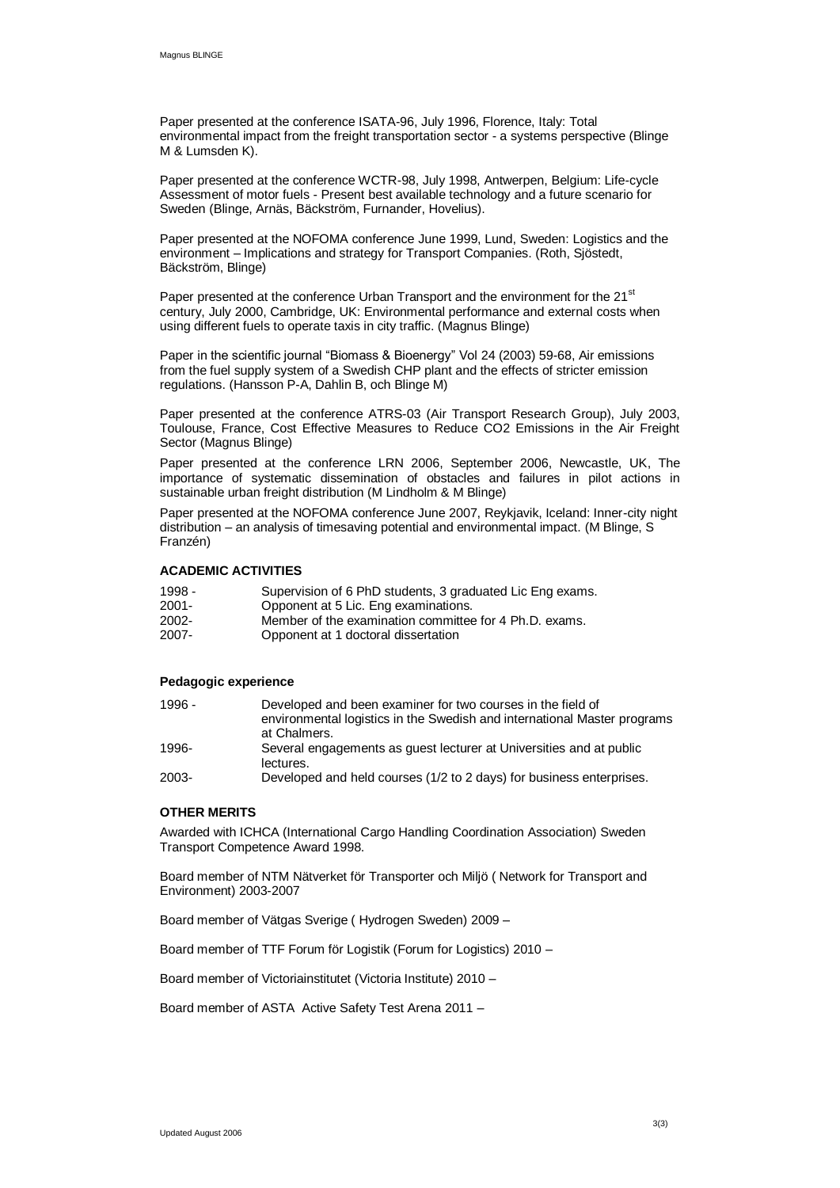Paper presented at the conference ISATA-96, July 1996, Florence, Italy: Total environmental impact from the freight transportation sector - a systems perspective (Blinge M & Lumsden K).

Paper presented at the conference WCTR-98, July 1998, Antwerpen, Belgium: Life-cycle Assessment of motor fuels - Present best available technology and a future scenario for Sweden (Blinge, Arnäs, Bäckström, Furnander, Hovelius).

Paper presented at the NOFOMA conference June 1999, Lund, Sweden: Logistics and the environment – Implications and strategy for Transport Companies. (Roth, Sjöstedt, Bäckström, Blinge)

Paper presented at the conference Urban Transport and the environment for the 21st century, July 2000, Cambridge, UK: Environmental performance and external costs when using different fuels to operate taxis in city traffic. (Magnus Blinge)

Paper in the scientific journal "Biomass & Bioenergy" Vol 24 (2003) 59-68, Air emissions from the fuel supply system of a Swedish CHP plant and the effects of stricter emission regulations. (Hansson P-A, Dahlin B, och Blinge M)

Paper presented at the conference ATRS-03 (Air Transport Research Group), July 2003, Toulouse, France, Cost Effective Measures to Reduce CO2 Emissions in the Air Freight Sector (Magnus Blinge)

Paper presented at the conference LRN 2006, September 2006, Newcastle, UK, The importance of systematic dissemination of obstacles and failures in pilot actions in sustainable urban freight distribution (M Lindholm & M Blinge)

Paper presented at the NOFOMA conference June 2007, Reykjavik, Iceland: Inner-city night distribution – an analysis of timesaving potential and environmental impact. (M Blinge, S Franzén)

### ACADEMIC ACTIVITIES

| | |
|---|---|
| 1998 - | Supervision of 6 PhD students, 3 graduated Lic Eng exams. |
| 2001- | Opponent at 5 Lic. Eng examinations. |
| 2002- | Member of the examination committee for 4 Ph.D. exams. |
| 2007- | Opponent at 1 doctoral dissertation |

### Pedagogic experience

| | |
|---|---|
| 1996 - | Developed and been examiner for two courses in the field of environmental logistics in the Swedish and international Master programs at Chalmers. |
| 1996- | Several engagements as guest lecturer at Universities and at public lectures. |
| 2003- | Developed and held courses (1/2 to 2 days) for business enterprises. |

### OTHER MERITS

Awarded with ICHCA (International Cargo Handling Coordination Association) Sweden Transport Competence Award 1998.

Board member of NTM Nätverket för Transporter och Miljö ( Network for Transport and Environment) 2003-2007

Board member of Vätgas Sverige ( Hydrogen Sweden) 2009 –

Board member of TTF Forum för Logistik (Forum for Logistics) 2010 –

Board member of Victoriainstitutet (Victoria Institute) 2010 –

Board member of ASTA Active Safety Test Arena 2011 –

Updated August 2006